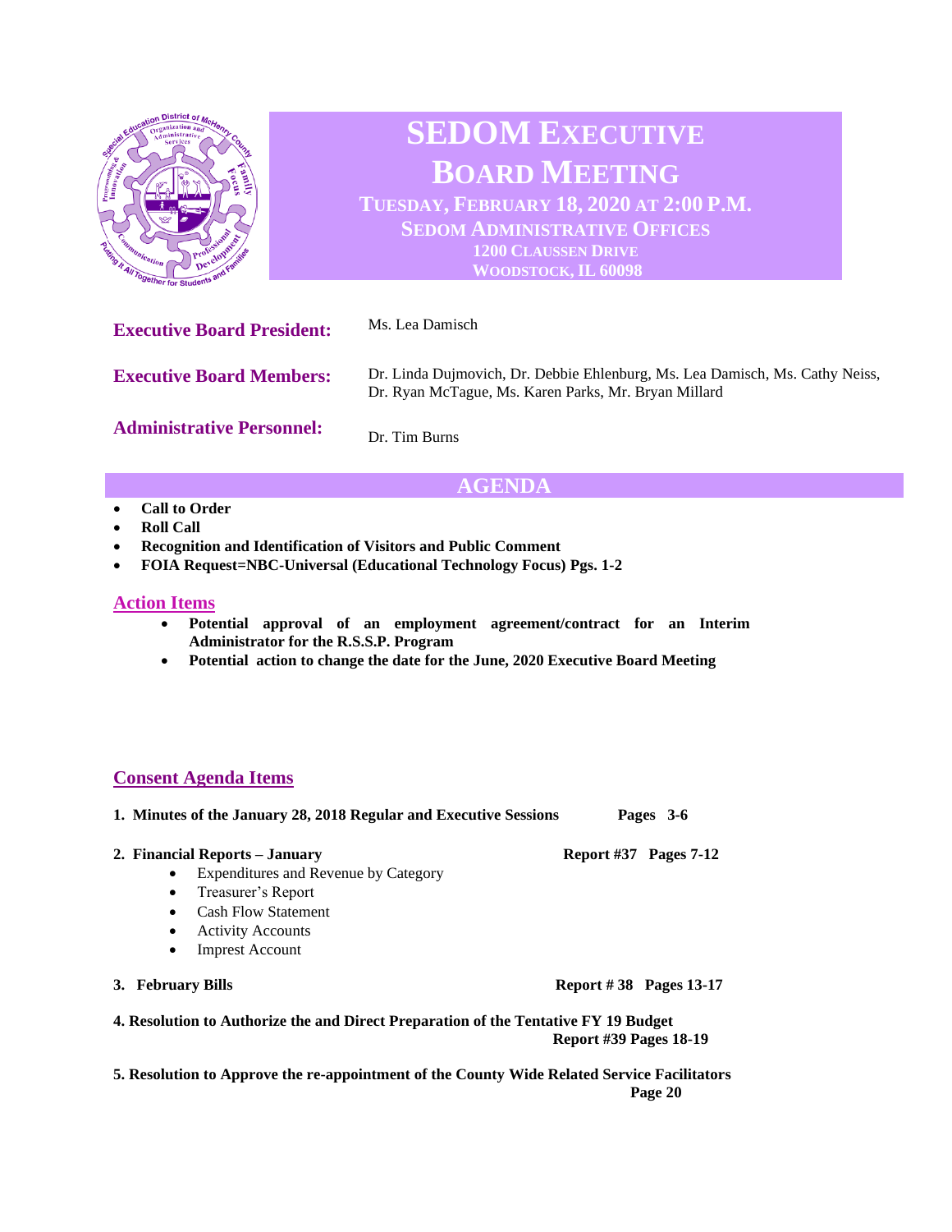# SEDOM Executive Board Meeting

**Tuesday, February 18, 2020 at 2:00 P.M.**
**SEDOM Administrative Offices**
**1200 Claussen Drive**
**Woodstock, IL 60098**

**Executive Board President:** Ms. Lea Damisch

**Executive Board Members:** Dr. Linda Dujmovich, Dr. Debbie Ehlenburg, Ms. Lea Damisch, Ms. Cathy Neiss, Dr. Ryan McTague, Ms. Karen Parks, Mr. Bryan Millard

**Administrative Personnel:** Dr. Tim Burns

## AGENDA

- **Call to Order**
- **Roll Call**
- **Recognition and Identification of Visitors and Public Comment**
- **FOIA Request=NBC-Universal (Educational Technology Focus) Pgs. 1-2**

### Action Items

- **Potential approval of an employment agreement/contract for an Interim Administrator for the R.S.S.P. Program**
- **Potential action to change the date for the June, 2020 Executive Board Meeting**

### Consent Agenda Items

1. **Minutes of the January 28, 2018 Regular and Executive Sessions** — **Pages 3-6**
2. **Financial Reports – January** — **Report #37 Pages 7-12**
   - Expenditures and Revenue by Category
   - Treasurer's Report
   - Cash Flow Statement
   - Activity Accounts
   - Imprest Account
3. **February Bills** — **Report # 38 Pages 13-17**
4. **Resolution to Authorize the and Direct Preparation of the Tentative FY 19 Budget** — **Report #39 Pages 18-19**
5. **Resolution to Approve the re-appointment of the County Wide Related Service Facilitators** — **Page 20**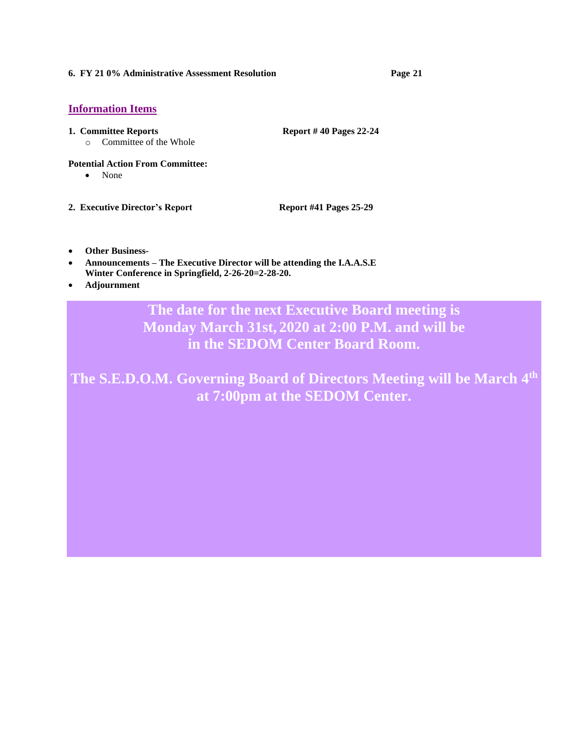**6. FY 21 0% Administrative Assessment Resolution** **Page 21**

## Information Items

**1. Committee Reports** **Report # 40 Pages 22-24**

- Committee of the Whole

**Potential Action From Committee:**

- None

**2. Executive Director's Report** **Report #41 Pages 25-29**

- **Other Business-**
- **Announcements – The Executive Director will be attending the I.A.A.S.E Winter Conference in Springfield, 2-26-20=2-28-20.**
- **Adjournment**

**The date for the next Executive Board meeting is Monday March 31st, 2020 at 2:00 P.M. and will be in the SEDOM Center Board Room.**

**The S.E.D.O.M. Governing Board of Directors Meeting will be March 4th at 7:00pm at the SEDOM Center.**